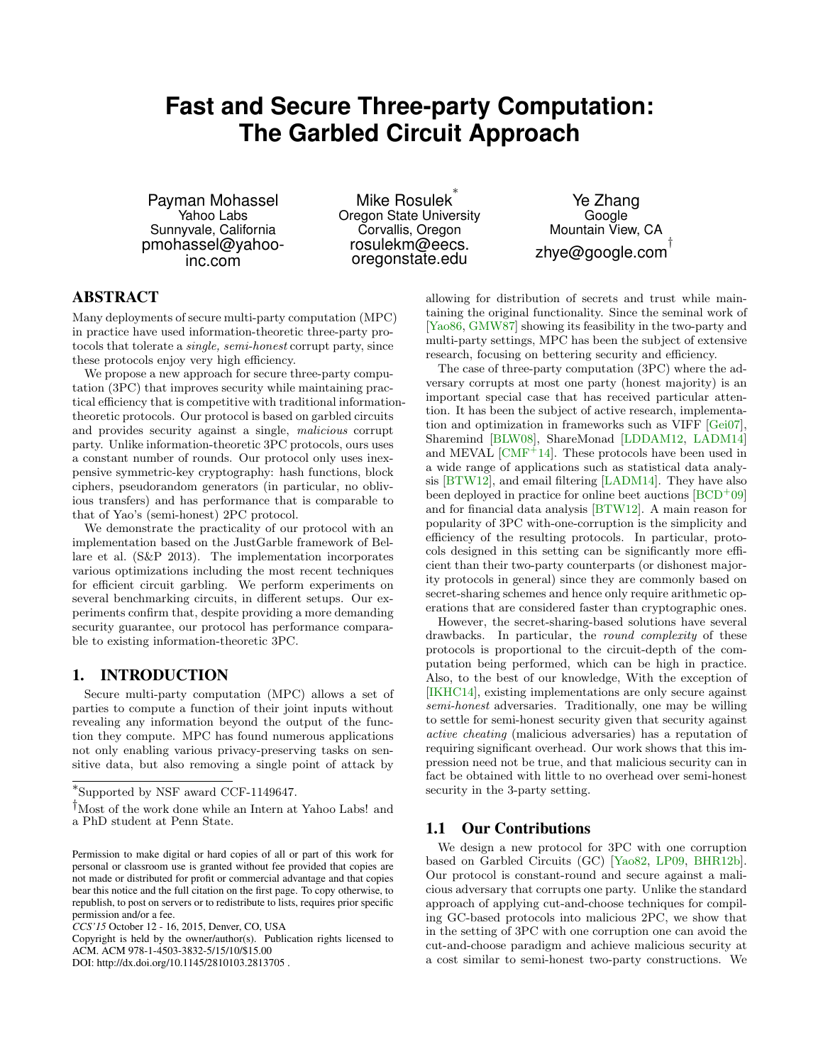# Fast and Secure Three-party Computation: The Garbled Circuit Approach

Payman Mohassel
Yahoo Labs
Sunnyvale, California
pmohassel@yahoo-inc.com

Mike Rosulek[*]
Oregon State University
Corvallis, Oregon
rosulekm@eecs.oregonstate.edu

Ye Zhang
Google
Mountain View, CA
zhye@google.com[†]

## ABSTRACT

Many deployments of secure multi-party computation (MPC) in practice have used information-theoretic three-party protocols that tolerate a *single, semi-honest* corrupt party, since these protocols enjoy very high efficiency.

We propose a new approach for secure three-party computation (3PC) that improves security while maintaining practical efficiency that is competitive with traditional information-theoretic protocols. Our protocol is based on garbled circuits and provides security against a single, *malicious* corrupt party. Unlike information-theoretic 3PC protocols, ours uses a constant number of rounds. Our protocol only uses inexpensive symmetric-key cryptography: hash functions, block ciphers, pseudorandom generators (in particular, no oblivious transfers) and has performance that is comparable to that of Yao's (semi-honest) 2PC protocol.

We demonstrate the practicality of our protocol with an implementation based on the JustGarble framework of Bellare et al. (S&P 2013). The implementation incorporates various optimizations including the most recent techniques for efficient circuit garbling. We perform experiments on several benchmarking circuits, in different setups. Our experiments confirm that, despite providing a more demanding security guarantee, our protocol has performance comparable to existing information-theoretic 3PC.

## 1. INTRODUCTION

Secure multi-party computation (MPC) allows a set of parties to compute a function of their joint inputs without revealing any information beyond the output of the function they compute. MPC has found numerous applications not only enabling various privacy-preserving tasks on sensitive data, but also removing a single point of attack by allowing for distribution of secrets and trust while maintaining the original functionality. Since the seminal work of [Yao86, GMW87] showing its feasibility in the two-party and multi-party settings, MPC has been the subject of extensive research, focusing on bettering security and efficiency.

The case of three-party computation (3PC) where the adversary corrupts at most one party (honest majority) is an important special case that has received particular attention. It has been the subject of active research, implementation and optimization in frameworks such as VIFF [Gei07], Sharemind [BLW08], ShareMonad [LDDAM12, LADM14] and MEVAL [CMF+14]. These protocols have been used in a wide range of applications such as statistical data analysis [BTW12], and email filtering [LADM14]. They have also been deployed in practice for online beet auctions [BCD+09] and for financial data analysis [BTW12]. A main reason for popularity of 3PC with-one-corruption is the simplicity and efficiency of the resulting protocols. In particular, protocols designed in this setting can be significantly more efficient than their two-party counterparts (or dishonest majority protocols in general) since they are commonly based on secret-sharing schemes and hence only require arithmetic operations that are considered faster than cryptographic ones.

However, the secret-sharing-based solutions have several drawbacks. In particular, the *round complexity* of these protocols is proportional to the circuit-depth of the computation being performed, which can be high in practice. Also, to the best of our knowledge, With the exception of [IKHC14], existing implementations are only secure against *semi-honest* adversaries. Traditionally, one may be willing to settle for semi-honest security given that security against *active cheating* (malicious adversaries) has a reputation of requiring significant overhead. Our work shows that this impression need not be true, and that malicious security can in fact be obtained with little to no overhead over semi-honest security in the 3-party setting.

### 1.1 Our Contributions

We design a new protocol for 3PC with one corruption based on Garbled Circuits (GC) [Yao82, LP09, BHR12b]. Our protocol is constant-round and secure against a malicious adversary that corrupts one party. Unlike the standard approach of applying cut-and-choose techniques for compiling GC-based protocols into malicious 2PC, we show that in the setting of 3PC with one corruption one can avoid the cut-and-choose paradigm and achieve malicious security at a cost similar to semi-honest two-party constructions. We

---

[*]Supported by NSF award CCF-1149647.

[†]Most of the work done while an Intern at Yahoo Labs! and a PhD student at Penn State.

Permission to make digital or hard copies of all or part of this work for personal or classroom use is granted without fee provided that copies are not made or distributed for profit or commercial advantage and that copies bear this notice and the full citation on the first page. To copy otherwise, to republish, to post on servers or to redistribute to lists, requires prior specific permission and/or a fee.

*CCS'15* October 12 - 16, 2015, Denver, CO, USA

Copyright is held by the owner/author(s). Publication rights licensed to ACM. ACM 978-1-4503-3832-5/15/10/$15.00

DOI: http://dx.doi.org/10.1145/2810103.2813705 .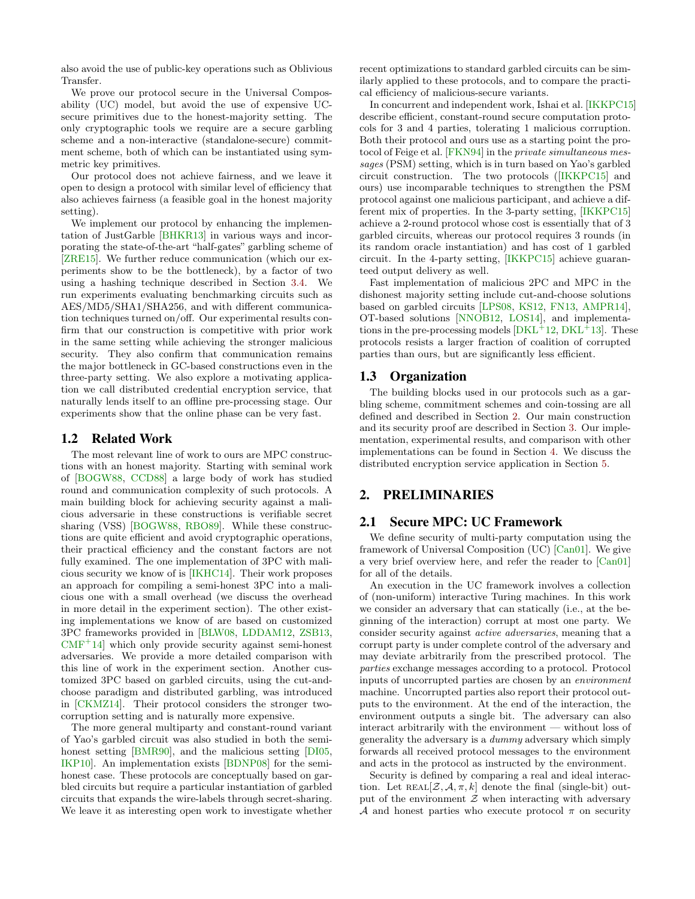also avoid the use of public-key operations such as Oblivious Transfer.

We prove our protocol secure in the Universal Composability (UC) model, but avoid the use of expensive UC-secure primitives due to the honest-majority setting. The only cryptographic tools we require are a secure garbling scheme and a non-interactive (standalone-secure) commitment scheme, both of which can be instantiated using symmetric key primitives.

Our protocol does not achieve fairness, and we leave it open to design a protocol with similar level of efficiency that also achieves fairness (a feasible goal in the honest majority setting).

We implement our protocol by enhancing the implementation of JustGarble [BHKR13] in various ways and incorporating the state-of-the-art "half-gates" garbling scheme of [ZRE15]. We further reduce communication (which our experiments show to be the bottleneck), by a factor of two using a hashing technique described in Section 3.4. We run experiments evaluating benchmarking circuits such as AES/MD5/SHA1/SHA256, and with different communication techniques turned on/off. Our experimental results confirm that our construction is competitive with prior work in the same setting while achieving the stronger malicious security. They also confirm that communication remains the major bottleneck in GC-based constructions even in the three-party setting. We also explore a motivating application we call distributed credential encryption service, that naturally lends itself to an offline pre-processing stage. Our experiments show that the online phase can be very fast.

## 1.2 Related Work

The most relevant line of work to ours are MPC constructions with an honest majority. Starting with seminal work of [BOGW88, CCD88] a large body of work has studied round and communication complexity of such protocols. A main building block for achieving security against a malicious adversarie in these constructions is verifiable secret sharing (VSS) [BOGW88, RBO89]. While these constructions are quite efficient and avoid cryptographic operations, their practical efficiency and the constant factors are not fully examined. The one implementation of 3PC with malicious security we know of is [IKHC14]. Their work proposes an approach for compiling a semi-honest 3PC into a malicious one with a small overhead (we discuss the overhead in more detail in the experiment section). The other existing implementations we know of are based on customized 3PC frameworks provided in [BLW08, LDDAM12, ZSB13, CMF+14] which only provide security against semi-honest adversaries. We provide a more detailed comparison with this line of work in the experiment section. Another customized 3PC based on garbled circuits, using the cut-and-choose paradigm and distributed garbling, was introduced in [CKMZ14]. Their protocol considers the stronger two-corruption setting and is naturally more expensive.

The more general multiparty and constant-round variant of Yao's garbled circuit was also studied in both the semi-honest setting [BMR90], and the malicious setting [DI05, IKP10]. An implementation exists [BDNP08] for the semi-honest case. These protocols are conceptually based on garbled circuits but require a particular instantiation of garbled circuits that expands the wire-labels through secret-sharing. We leave it as interesting open work to investigate whether recent optimizations to standard garbled circuits can be similarly applied to these protocols, and to compare the practical efficiency of malicious-secure variants.

In concurrent and independent work, Ishai et al. [IKKPC15] describe efficient, constant-round secure computation protocols for 3 and 4 parties, tolerating 1 malicious corruption. Both their protocol and ours use as a starting point the protocol of Feige et al. [FKN94] in the *private simultaneous messages* (PSM) setting, which is in turn based on Yao's garbled circuit construction. The two protocols ([IKKPC15] and ours) use incomparable techniques to strengthen the PSM protocol against one malicious participant, and achieve a different mix of properties. In the 3-party setting, [IKKPC15] achieve a 2-round protocol whose cost is essentially that of 3 garbled circuits, whereas our protocol requires 3 rounds (in its random oracle instantiation) and has cost of 1 garbled circuit. In the 4-party setting, [IKKPC15] achieve guaranteed output delivery as well.

Fast implementation of malicious 2PC and MPC in the dishonest majority setting include cut-and-choose solutions based on garbled circuits [LPS08, KS12, FN13, AMPR14], OT-based solutions [NNOB12, LOS14], and implementations in the pre-processing models [DKL+12, DKL+13]. These protocols resists a larger fraction of coalition of corrupted parties than ours, but are significantly less efficient.

## 1.3 Organization

The building blocks used in our protocols such as a garbling scheme, commitment schemes and coin-tossing are all defined and described in Section 2. Our main construction and its security proof are described in Section 3. Our implementation, experimental results, and comparison with other implementations can be found in Section 4. We discuss the distributed encryption service application in Section 5.

# 2. PRELIMINARIES

## 2.1 Secure MPC: UC Framework

We define security of multi-party computation using the framework of Universal Composition (UC) [Can01]. We give a very brief overview here, and refer the reader to [Can01] for all of the details.

An execution in the UC framework involves a collection of (non-uniform) interactive Turing machines. In this work we consider an adversary that can statically (i.e., at the beginning of the interaction) corrupt at most one party. We consider security against *active adversaries*, meaning that a corrupt party is under complete control of the adversary and may deviate arbitrarily from the prescribed protocol. The *parties* exchange messages according to a protocol. Protocol inputs of uncorrupted parties are chosen by an *environment* machine. Uncorrupted parties also report their protocol outputs to the environment. At the end of the interaction, the environment outputs a single bit. The adversary can also interact arbitrarily with the environment — without loss of generality the adversary is a *dummy* adversary which simply forwards all received protocol messages to the environment and acts in the protocol as instructed by the environment.

Security is defined by comparing a real and ideal interaction. Let $\text{REAL}[\mathcal{Z}, \mathcal{A}, \pi, k]$ denote the final (single-bit) output of the environment $\mathcal{Z}$ when interacting with adversary $\mathcal{A}$ and honest parties who execute protocol $\pi$ on security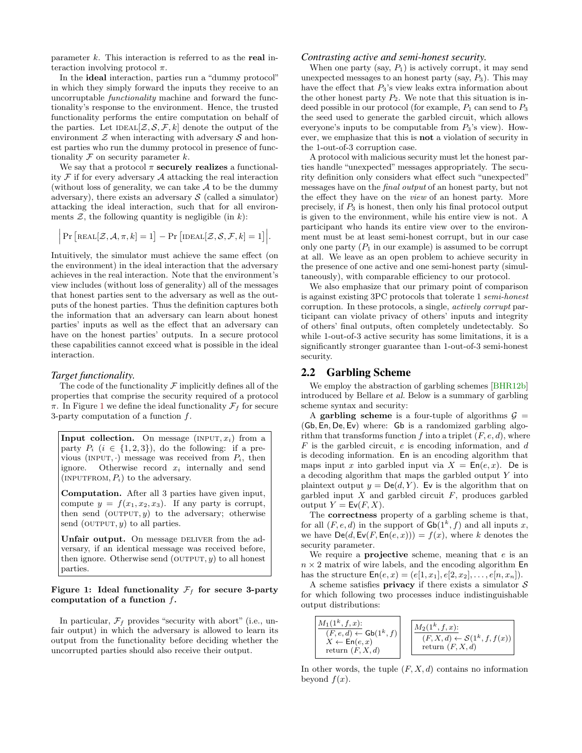parameter $k$. This interaction is referred to as the **real** interaction involving protocol $\pi$.

In the **ideal** interaction, parties run a "dummy protocol" in which they simply forward the inputs they receive to an uncorruptable *functionality* machine and forward the functionality's response to the environment. Hence, the trusted functionality performs the entire computation on behalf of the parties. Let $\text{IDEAL}[\mathcal{Z}, \mathcal{S}, \mathcal{F}, k]$ denote the output of the environment $\mathcal{Z}$ when interacting with adversary $\mathcal{S}$ and honest parties who run the dummy protocol in presence of functionality $\mathcal{F}$ on security parameter $k$.

We say that a protocol $\pi$ **securely realizes** a functionality $\mathcal{F}$ if for every adversary $\mathcal{A}$ attacking the real interaction (without loss of generality, we can take $\mathcal{A}$ to be the dummy adversary), there exists an adversary $\mathcal{S}$ (called a simulator) attacking the ideal interaction, such that for all environments $\mathcal{Z}$, the following quantity is negligible (in $k$):

$$\Big|\Pr\left[\text{REAL}[\mathcal{Z}, \mathcal{A}, \pi, k] = 1\right] - \Pr\left[\text{IDEAL}[\mathcal{Z}, \mathcal{S}, \mathcal{F}, k] = 1\right]\Big|.$$

Intuitively, the simulator must achieve the same effect (on the environment) in the ideal interaction that the adversary achieves in the real interaction. Note that the environment's view includes (without loss of generality) all of the messages that honest parties sent to the adversary as well as the outputs of the honest parties. Thus the definition captures both the information that an adversary can learn about honest parties' inputs as well as the effect that an adversary can have on the honest parties' outputs. In a secure protocol these capabilities cannot exceed what is possible in the ideal interaction.

### *Target functionality.*

The code of the functionality $\mathcal{F}$ implicitly defines all of the properties that comprise the security required of a protocol $\pi$. In Figure 1 we define the ideal functionality $\mathcal{F}_f$ for secure 3-party computation of a function $f$.

> **Input collection.** On message $(\text{INPUT}, x_i)$ from a party $P_i$ ($i \in \{1, 2, 3\}$), do the following: if a previous $(\text{INPUT}, \cdot)$ message was received from $P_i$, then ignore. Otherwise record $x_i$ internally and send $(\text{INPUTFROM}, P_i)$ to the adversary.
>
> **Computation.** After all 3 parties have given input, compute $y = f(x_1, x_2, x_3)$. If any party is corrupt, then send $(\text{OUTPUT}, y)$ to the adversary; otherwise send $(\text{OUTPUT}, y)$ to all parties.
>
> **Unfair output.** On message DELIVER from the adversary, if an identical message was received before, then ignore. Otherwise send $(\text{OUTPUT}, y)$ to all honest parties.

**Figure 1: Ideal functionality $\mathcal{F}_f$ for secure 3-party computation of a function $f$.**

In particular, $\mathcal{F}_f$ provides "security with abort" (i.e., unfair output) in which the adversary is allowed to learn its output from the functionality before deciding whether the uncorrupted parties should also receive their output.

### *Contrasting active and semi-honest security.*

When one party (say, $P_1$) is actively corrupt, it may send unexpected messages to an honest party (say, $P_3$). This may have the effect that $P_3$'s view leaks extra information about the other honest party $P_2$. We note that this situation is indeed possible in our protocol (for example, $P_1$ can send to $P_3$ the seed used to generate the garbled circuit, which allows everyone's inputs to be computable from $P_3$'s view). However, we emphasize that this is **not** a violation of security in the 1-out-of-3 corruption case.

A protocol with malicious security must let the honest parties handle "unexpected" messages appropriately. The security definition only considers what effect such "unexpected" messages have on the *final output* of an honest party, but not the effect they have on the *view* of an honest party. More precisely, if $P_3$ is honest, then only his final protocol output is given to the environment, while his entire view is not. A participant who hands its entire view over to the environment must be at least semi-honest corrupt, but in our case only one party ($P_1$ in our example) is assumed to be corrupt at all. We leave as an open problem to achieve security in the presence of one active and one semi-honest party (simultaneously), with comparable efficiency to our protocol.

We also emphasize that our primary point of comparison is against existing 3PC protocols that tolerate 1 *semi-honest* corruption. In these protocols, a single, *actively corrupt* participant can violate privacy of others' inputs and integrity of others' final outputs, often completely undetectably. So while 1-out-of-3 active security has some limitations, it is a significantly stronger guarantee than 1-out-of-3 semi-honest security.

## 2.2 Garbling Scheme

We employ the abstraction of garbling schemes [BHR12b] introduced by Bellare *et al.* Below is a summary of garbling scheme syntax and security:

A **garbling scheme** is a four-tuple of algorithms $\mathcal{G} = (\mathsf{Gb}, \mathsf{En}, \mathsf{De}, \mathsf{Ev})$ where: $\mathsf{Gb}$ is a randomized garbling algorithm that transforms function $f$ into a triplet $(F, e, d)$, where $F$ is the garbled circuit, $e$ is encoding information, and $d$ is decoding information. $\mathsf{En}$ is an encoding algorithm that maps input $x$ into garbled input via $X = \mathsf{En}(e, x)$. $\mathsf{De}$ is a decoding algorithm that maps the garbled output $Y$ into plaintext output $y = \mathsf{De}(d, Y)$. $\mathsf{Ev}$ is the algorithm that on garbled input $X$ and garbled circuit $F$, produces garbled output $Y = \mathsf{Ev}(F, X)$.

The **correctness** property of a garbling scheme is that, for all $(F, e, d)$ in the support of $\mathsf{Gb}(1^k, f)$ and all inputs $x$, we have $\mathsf{De}(d, \mathsf{Ev}(F, \mathsf{En}(e, x))) = f(x)$, where $k$ denotes the security parameter.

We require a **projective** scheme, meaning that $e$ is an $n \times 2$ matrix of wire labels, and the encoding algorithm $\mathsf{En}$ has the structure $\mathsf{En}(e, x) = (e[1, x_1], e[2, x_2], \ldots, e[n, x_n])$.

A scheme satisfies **privacy** if there exists a simulator $\mathcal{S}$ for which following two processes induce indistinguishable output distributions:

```
M_1(1^k, f, x):
  (F, e, d) ← Gb(1^k, f)
  X ← En(e, x)
  return (F, X, d)
```

```
M_2(1^k, f, x):
  (F, X, d) ← S(1^k, f, f(x))
  return (F, X, d)
```

In other words, the tuple $(F, X, d)$ contains no information beyond $f(x)$.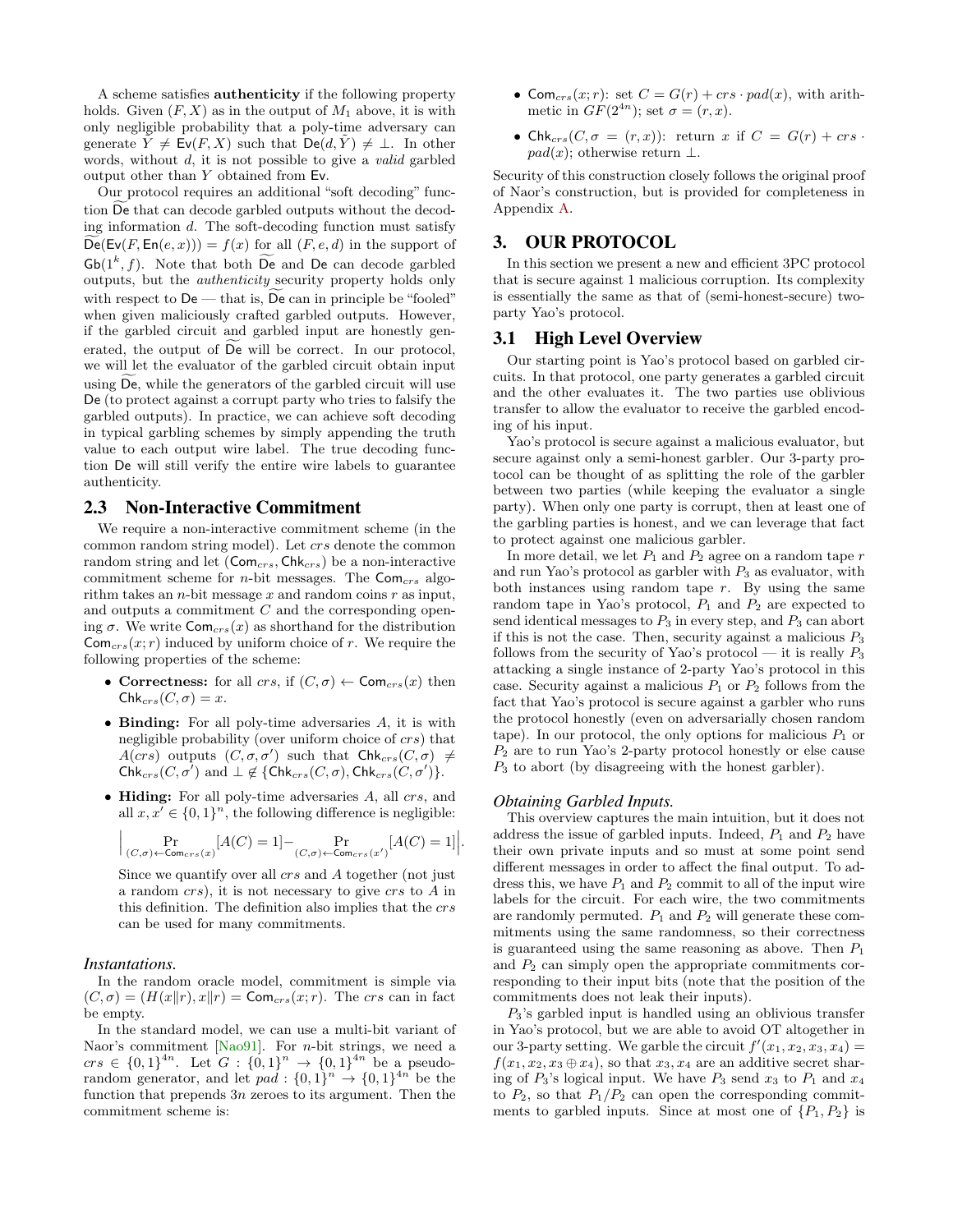A scheme satisfies **authenticity** if the following property holds. Given $(F, X)$ as in the output of $M_1$ above, it is with only negligible probability that a poly-time adversary can generate $\tilde{Y} \neq \mathsf{Ev}(F, X)$ such that $\mathsf{De}(d, \tilde{Y}) \neq \bot$. In other words, without $d$, it is not possible to give a *valid* garbled output other than $Y$ obtained from $\mathsf{Ev}$.

Our protocol requires an additional "soft decoding" function $\widetilde{\mathsf{De}}$ that can decode garbled outputs without the decoding information $d$. The soft-decoding function must satisfy $\widetilde{\mathsf{De}}(\mathsf{Ev}(F, \mathsf{En}(e, x))) = f(x)$ for all $(F, e, d)$ in the support of $\mathsf{Gb}(1^k, f)$. Note that both $\widetilde{\mathsf{De}}$ and $\mathsf{De}$ can decode garbled outputs, but the *authenticity* security property holds only with respect to $\mathsf{De}$ — that is, $\widetilde{\mathsf{De}}$ can in principle be "fooled" when given maliciously crafted garbled outputs. However, if the garbled circuit and garbled input are honestly generated, the output of $\widetilde{\mathsf{De}}$ will be correct. In our protocol, we will let the evaluator of the garbled circuit obtain input using $\widetilde{\mathsf{De}}$, while the generators of the garbled circuit will use $\mathsf{De}$ (to protect against a corrupt party who tries to falsify the garbled outputs). In practice, we can achieve soft decoding in typical garbling schemes by simply appending the truth value to each output wire label. The true decoding function $\mathsf{De}$ will still verify the entire wire labels to guarantee authenticity.

## 2.3 Non-Interactive Commitment

We require a non-interactive commitment scheme (in the common random string model). Let $crs$ denote the common random string and let $(\mathsf{Com}_{crs}, \mathsf{Chk}_{crs})$ be a non-interactive commitment scheme for $n$-bit messages. The $\mathsf{Com}_{crs}$ algorithm takes an $n$-bit message $x$ and random coins $r$ as input, and outputs a commitment $C$ and the corresponding opening $\sigma$. We write $\mathsf{Com}_{crs}(x)$ as shorthand for the distribution $\mathsf{Com}_{crs}(x; r)$ induced by uniform choice of $r$. We require the following properties of the scheme:

- **Correctness:** for all $crs$, if $(C, \sigma) \leftarrow \mathsf{Com}_{crs}(x)$ then $\mathsf{Chk}_{crs}(C, \sigma) = x$.
- **Binding:** For all poly-time adversaries $A$, it is with negligible probability (over uniform choice of $crs$) that $A(crs)$ outputs $(C, \sigma, \sigma')$ such that $\mathsf{Chk}_{crs}(C, \sigma) \neq \mathsf{Chk}_{crs}(C, \sigma')$ and $\bot \notin \{\mathsf{Chk}_{crs}(C, \sigma), \mathsf{Chk}_{crs}(C, \sigma')\}$.
- **Hiding:** For all poly-time adversaries $A$, all $crs$, and all $x, x' \in \{0,1\}^n$, the following difference is negligible:

  $$\Big| \Pr_{(C,\sigma)\leftarrow \mathsf{Com}_{crs}(x)}[A(C) = 1] - \Pr_{(C,\sigma)\leftarrow \mathsf{Com}_{crs}(x')}[A(C) = 1] \Big|.$$

  Since we quantify over all $crs$ and $A$ together (not just a random $crs$), it is not necessary to give $crs$ to $A$ in this definition. The definition also implies that the $crs$ can be used for many commitments.

### *Instantations.*

In the random oracle model, commitment is simple via $(C, \sigma) = (H(x\|r), x\|r) = \mathsf{Com}_{crs}(x; r)$. The $crs$ can in fact be empty.

In the standard model, we can use a multi-bit variant of Naor's commitment [Nao91]. For $n$-bit strings, we need a $crs \in \{0,1\}^{4n}$. Let $G : \{0,1\}^n \to \{0,1\}^{4n}$ be a pseudorandom generator, and let $pad : \{0,1\}^n \to \{0,1\}^{4n}$ be the function that prepends $3n$ zeroes to its argument. Then the commitment scheme is:

- $\mathsf{Com}_{crs}(x; r)$: set $C = G(r) + crs \cdot pad(x)$, with arithmetic in $GF(2^{4n})$; set $\sigma = (r, x)$.
- $\mathsf{Chk}_{crs}(C, \sigma = (r, x))$: return $x$ if $C = G(r) + crs \cdot pad(x)$; otherwise return $\bot$.

Security of this construction closely follows the original proof of Naor's construction, but is provided for completeness in Appendix A.

# 3. OUR PROTOCOL

In this section we present a new and efficient 3PC protocol that is secure against 1 malicious corruption. Its complexity is essentially the same as that of (semi-honest-secure) two-party Yao's protocol.

## 3.1 High Level Overview

Our starting point is Yao's protocol based on garbled circuits. In that protocol, one party generates a garbled circuit and the other evaluates it. The two parties use oblivious transfer to allow the evaluator to receive the garbled encoding of his input.

Yao's protocol is secure against a malicious evaluator, but secure against only a semi-honest garbler. Our 3-party protocol can be thought of as splitting the role of the garbler between two parties (while keeping the evaluator a single party). When only one party is corrupt, then at least one of the garbling parties is honest, and we can leverage that fact to protect against one malicious garbler.

In more detail, we let $P_1$ and $P_2$ agree on a random tape $r$ and run Yao's protocol as garbler with $P_3$ as evaluator, with both instances using random tape $r$. By using the same random tape in Yao's protocol, $P_1$ and $P_2$ are expected to send identical messages to $P_3$ in every step, and $P_3$ can abort if this is not the case. Then, security against a malicious $P_3$ follows from the security of Yao's protocol — it is really $P_3$ attacking a single instance of 2-party Yao's protocol in this case. Security against a malicious $P_1$ or $P_2$ follows from the fact that Yao's protocol is secure against a garbler who runs the protocol honestly (even on adversarially chosen random tape). In our protocol, the only options for malicious $P_1$ or $P_2$ are to run Yao's 2-party protocol honestly or else cause $P_3$ to abort (by disagreeing with the honest garbler).

### *Obtaining Garbled Inputs.*

This overview captures the main intuition, but it does not address the issue of garbled inputs. Indeed, $P_1$ and $P_2$ have their own private inputs and so must at some point send different messages in order to affect the final output. To address this, we have $P_1$ and $P_2$ commit to all of the input wire labels for the circuit. For each wire, the two commitments are randomly permuted. $P_1$ and $P_2$ will generate these commitments using the same randomness, so their correctness is guaranteed using the same reasoning as above. Then $P_1$ and $P_2$ can simply open the appropriate commitments corresponding to their input bits (note that the position of the commitments does not leak their inputs).

$P_3$'s garbled input is handled using an oblivious transfer in Yao's protocol, but we are able to avoid OT altogether in our 3-party setting. We garble the circuit $f'(x_1, x_2, x_3, x_4) = f(x_1, x_2, x_3 \oplus x_4)$, so that $x_3, x_4$ are an additive secret sharing of $P_3$'s logical input. We have $P_3$ send $x_3$ to $P_1$ and $x_4$ to $P_2$, so that $P_1/P_2$ can open the corresponding commitments to garbled inputs. Since at most one of $\{P_1, P_2\}$ is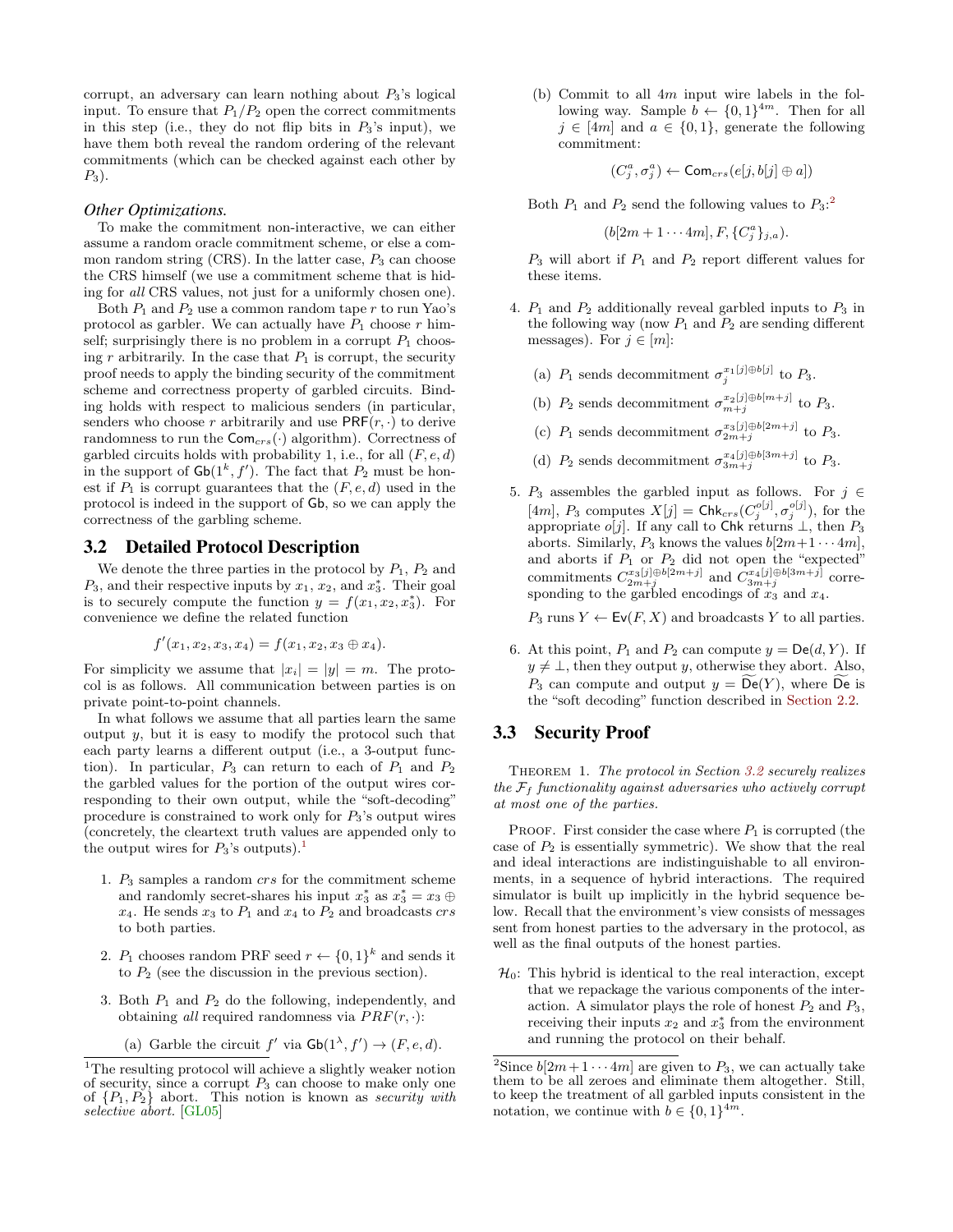corrupt, an adversary can learn nothing about $P_3$'s logical input. To ensure that $P_1/P_2$ open the correct commitments in this step (i.e., they do not flip bits in $P_3$'s input), we have them both reveal the random ordering of the relevant commitments (which can be checked against each other by $P_3$).

*Other Optimizations.*

To make the commitment non-interactive, we can either assume a random oracle commitment scheme, or else a common random string (CRS). In the latter case, $P_3$ can choose the CRS himself (we use a commitment scheme that is hiding for *all* CRS values, not just for a uniformly chosen one).

Both $P_1$ and $P_2$ use a common random tape $r$ to run Yao's protocol as garbler. We can actually have $P_1$ choose $r$ himself; surprisingly there is no problem in a corrupt $P_1$ choosing $r$ arbitrarily. In the case that $P_1$ is corrupt, the security proof needs to apply the binding security of the commitment scheme and correctness property of garbled circuits. Binding holds with respect to malicious senders (in particular, senders who choose $r$ arbitrarily and use $\mathsf{PRF}(r, \cdot)$ to derive randomness to run the $\mathsf{Com}_{crs}(\cdot)$ algorithm). Correctness of garbled circuits holds with probability 1, i.e., for all $(F, e, d)$ in the support of $\mathsf{Gb}(1^k, f')$. The fact that $P_2$ must be honest if $P_1$ is corrupt guarantees that the $(F, e, d)$ used in the protocol is indeed in the support of $\mathsf{Gb}$, so we can apply the correctness of the garbling scheme.

## 3.2 Detailed Protocol Description

We denote the three parties in the protocol by $P_1$, $P_2$ and $P_3$, and their respective inputs by $x_1$, $x_2$, and $x_3^*$. Their goal is to securely compute the function $y = f(x_1, x_2, x_3^*)$. For convenience we define the related function

$$f'(x_1, x_2, x_3, x_4) = f(x_1, x_2, x_3 \oplus x_4).$$

For simplicity we assume that $|x_i| = |y| = m$. The protocol is as follows. All communication between parties is on private point-to-point channels.

In what follows we assume that all parties learn the same output $y$, but it is easy to modify the protocol such that each party learns a different output (i.e., a 3-output function). In particular, $P_3$ can return to each of $P_1$ and $P_2$ the garbled values for the portion of the output wires corresponding to their own output, while the "soft-decoding" procedure is constrained to work only for $P_3$'s output wires (concretely, the cleartext truth values are appended only to the output wires for $P_3$'s outputs).[1]

1. $P_3$ samples a random $crs$ for the commitment scheme and randomly secret-shares his input $x_3^*$ as $x_3^* = x_3 \oplus x_4$. He sends $x_3$ to $P_1$ and $x_4$ to $P_2$ and broadcasts $crs$ to both parties.

2. $P_1$ chooses random PRF seed $r \leftarrow \{0,1\}^k$ and sends it to $P_2$ (see the discussion in the previous section).

3. Both $P_1$ and $P_2$ do the following, independently, and obtaining *all* required randomness via $PRF(r, \cdot)$:

   (a) Garble the circuit $f'$ via $\mathsf{Gb}(1^\lambda, f') \rightarrow (F, e, d)$.

   (b) Commit to all $4m$ input wire labels in the following way. Sample $b \leftarrow \{0,1\}^{4m}$. Then for all $j \in [4m]$ and $a \in \{0,1\}$, generate the following commitment:

   $$(C_j^a, \sigma_j^a) \leftarrow \mathsf{Com}_{crs}(e[j, b[j] \oplus a])$$

   Both $P_1$ and $P_2$ send the following values to $P_3$:[2]

   $$(b[2m+1 \cdots 4m], F, \{C_j^a\}_{j,a}).$$

   $P_3$ will abort if $P_1$ and $P_2$ report different values for these items.

4. $P_1$ and $P_2$ additionally reveal garbled inputs to $P_3$ in the following way (now $P_1$ and $P_2$ are sending different messages). For $j \in [m]$:

   (a) $P_1$ sends decommitment $\sigma_j^{x_1[j] \oplus b[j]}$ to $P_3$.

   (b) $P_2$ sends decommitment $\sigma_{m+j}^{x_2[j] \oplus b[m+j]}$ to $P_3$.

   (c) $P_1$ sends decommitment $\sigma_{2m+j}^{x_3[j] \oplus b[2m+j]}$ to $P_3$.

   (d) $P_2$ sends decommitment $\sigma_{3m+j}^{x_4[j] \oplus b[3m+j]}$ to $P_3$.

5. $P_3$ assembles the garbled input as follows. For $j \in [4m]$, $P_3$ computes $X[j] = \mathsf{Chk}_{crs}(C_j^{o[j]}, \sigma_j^{o[j]})$, for the appropriate $o[j]$. If any call to $\mathsf{Chk}$ returns $\bot$, then $P_3$ aborts. Similarly, $P_3$ knows the values $b[2m+1 \cdots 4m]$, and aborts if $P_1$ or $P_2$ did not open the "expected" commitments $C_{2m+j}^{x_3[j] \oplus b[2m+j]}$ and $C_{3m+j}^{x_4[j] \oplus b[3m+j]}$ corresponding to the garbled encodings of $x_3$ and $x_4$.

   $P_3$ runs $Y \leftarrow \mathsf{Ev}(F, X)$ and broadcasts $Y$ to all parties.

6. At this point, $P_1$ and $P_2$ can compute $y = \mathsf{De}(d, Y)$. If $y \neq \bot$, then they output $y$, otherwise they abort. Also, $P_3$ can compute and output $y = \widetilde{\mathsf{De}}(Y)$, where $\widetilde{\mathsf{De}}$ is the "soft decoding" function described in Section 2.2.

## 3.3 Security Proof

THEOREM 1. *The protocol in Section 3.2 securely realizes the $\mathcal{F}_f$ functionality against adversaries who actively corrupt at most one of the parties.*

PROOF. First consider the case where $P_1$ is corrupted (the case of $P_2$ is essentially symmetric). We show that the real and ideal interactions are indistinguishable to all environments, in a sequence of hybrid interactions. The required simulator is built up implicitly in the hybrid sequence below. Recall that the environment's view consists of messages sent from honest parties to the adversary in the protocol, as well as the final outputs of the honest parties.

$\mathcal{H}_0$: This hybrid is identical to the real interaction, except that we repackage the various components of the interaction. A simulator plays the role of honest $P_2$ and $P_3$, receiving their inputs $x_2$ and $x_3^*$ from the environment and running the protocol on their behalf.

---

[1] The resulting protocol will achieve a slightly weaker notion of security, since a corrupt $P_3$ can choose to make only one of $\{P_1, P_2\}$ abort. This notion is known as *security with selective abort.* [GL05]

[2] Since $b[2m+1 \cdots 4m]$ are given to $P_3$, we can actually take them to be all zeroes and eliminate them altogether. Still, to keep the treatment of all garbled inputs consistent in the notation, we continue with $b \in \{0,1\}^{4m}$.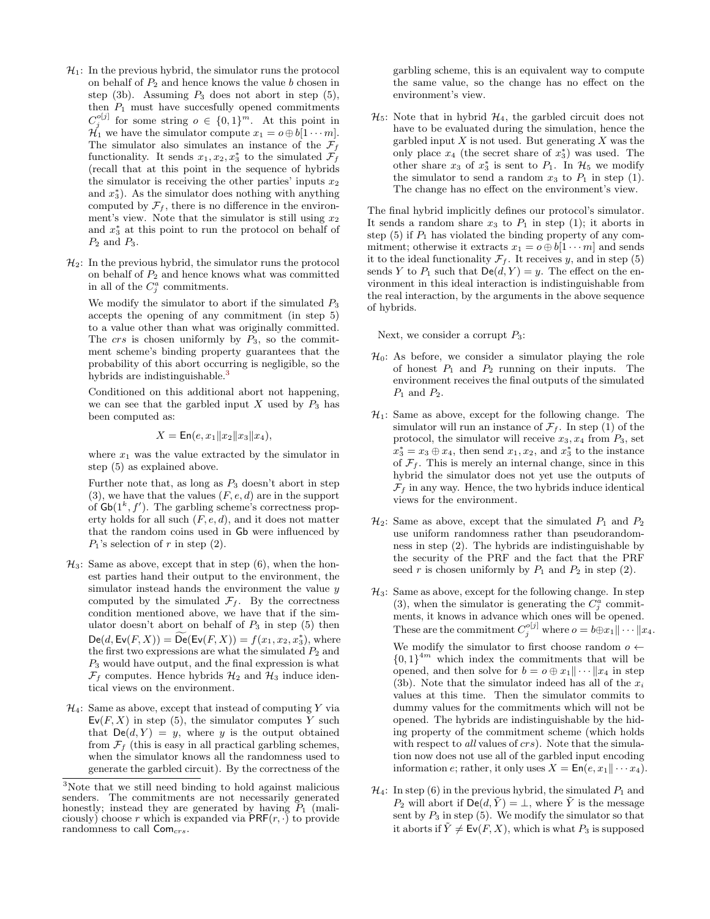- $\mathcal{H}_1$: In the previous hybrid, the simulator runs the protocol on behalf of $P_2$ and hence knows the value $b$ chosen in step (3b). Assuming $P_3$ does not abort in step (5), then $P_1$ must have succesfully opened commitments $C_j^{o[j]}$ for some string $o \in \{0,1\}^m$. At this point in $\mathcal{H}_1$ we have the simulator compute $x_1 = o \oplus b[1 \cdots m]$. The simulator also simulates an instance of the $\mathcal{F}_f$ functionality. It sends $x_1, x_2, x_3^*$ to the simulated $\mathcal{F}_f$ (recall that at this point in the sequence of hybrids the simulator is receiving the other parties' inputs $x_2$ and $x_3^*$). As the simulator does nothing with anything computed by $\mathcal{F}_f$, there is no difference in the environment's view. Note that the simulator is still using $x_2$ and $x_3^*$ at this point to run the protocol on behalf of $P_2$ and $P_3$.

- $\mathcal{H}_2$: In the previous hybrid, the simulator runs the protocol on behalf of $P_2$ and hence knows what was committed in all of the $C_j^a$ commitments.

  We modify the simulator to abort if the simulated $P_3$ accepts the opening of any commitment (in step 5) to a value other than what was originally committed. The $crs$ is chosen uniformly by $P_3$, so the commitment scheme's binding property guarantees that the probability of this abort occurring is negligible, so the hybrids are indistinguishable.[3]

  Conditioned on this additional abort not happening, we can see that the garbled input $X$ used by $P_3$ has been computed as:

  $$X = \mathsf{En}(e, x_1 \| x_2 \| x_3 \| x_4),$$

  where $x_1$ was the value extracted by the simulator in step (5) as explained above.

  Further note that, as long as $P_3$ doesn't abort in step (3), we have that the values $(F, e, d)$ are in the support of $\mathsf{Gb}(1^k, f')$. The garbling scheme's correctness property holds for all such $(F, e, d)$, and it does not matter that the random coins used in $\mathsf{Gb}$ were influenced by $P_1$'s selection of $r$ in step (2).

- $\mathcal{H}_3$: Same as above, except that in step (6), when the honest parties hand their output to the environment, the simulator instead hands the environment the value $y$ computed by the simulated $\mathcal{F}_f$. By the correctness condition mentioned above, we have that if the simulator doesn't abort on behalf of $P_3$ in step (5) then $\mathsf{De}(d, \mathsf{Ev}(F, X)) = \widetilde{\mathsf{De}}(\mathsf{Ev}(F, X)) = f(x_1, x_2, x_3^*)$, where the first two expressions are what the simulated $P_2$ and $P_3$ would have output, and the final expression is what $\mathcal{F}_f$ computes. Hence hybrids $\mathcal{H}_2$ and $\mathcal{H}_3$ induce identical views on the environment.

- $\mathcal{H}_4$: Same as above, except that instead of computing $Y$ via $\mathsf{Ev}(F, X)$ in step (5), the simulator computes $Y$ such that $\mathsf{De}(d, Y) = y$, where $y$ is the output obtained from $\mathcal{F}_f$ (this is easy in all practical garbling schemes, when the simulator knows all the randomness used to generate the garbled circuit). By the correctness of the garbling scheme, this is an equivalent way to compute the same value, so the change has no effect on the environment's view.

- $\mathcal{H}_5$: Note that in hybrid $\mathcal{H}_4$, the garbled circuit does not have to be evaluated during the simulation, hence the garbled input $X$ is not used. But generating $X$ was the only place $x_4$ (the secret share of $x_3^*$) was used. The other share $x_3$ of $x_3^*$ is sent to $P_1$. In $\mathcal{H}_5$ we modify the simulator to send a random $x_3$ to $P_1$ in step (1). The change has no effect on the environment's view.

The final hybrid implicitly defines our protocol's simulator. It sends a random share $x_3$ to $P_1$ in step (1); it aborts in step (5) if $P_1$ has violated the binding property of any commitment; otherwise it extracts $x_1 = o \oplus b[1 \cdots m]$ and sends it to the ideal functionality $\mathcal{F}_f$. It receives $y$, and in step (5) sends $Y$ to $P_1$ such that $\mathsf{De}(d, Y) = y$. The effect on the environment in this ideal interaction is indistinguishable from the real interaction, by the arguments in the above sequence of hybrids.

Next, we consider a corrupt $P_3$:

- $\mathcal{H}_0$: As before, we consider a simulator playing the role of honest $P_1$ and $P_2$ running on their inputs. The environment receives the final outputs of the simulated $P_1$ and $P_2$.

- $\mathcal{H}_1$: Same as above, except for the following change. The simulator will run an instance of $\mathcal{F}_f$. In step (1) of the protocol, the simulator will receive $x_3, x_4$ from $P_3$, set $x_3^* = x_3 \oplus x_4$, then send $x_1, x_2$, and $x_3^*$ to the instance of $\mathcal{F}_f$. This is merely an internal change, since in this hybrid the simulator does not yet use the outputs of $\mathcal{F}_f$ in any way. Hence, the two hybrids induce identical views for the environment.

- $\mathcal{H}_2$: Same as above, except that the simulated $P_1$ and $P_2$ use uniform randomness rather than pseudorandomness in step (2). The hybrids are indistinguishable by the security of the PRF and the fact that the PRF seed $r$ is chosen uniformly by $P_1$ and $P_2$ in step (2).

- $\mathcal{H}_3$: Same as above, except for the following change. In step (3), when the simulator is generating the $C_j^a$ commitments, it knows in advance which ones will be opened. These are the commitment $C_j^{o[j]}$ where $o = b \oplus x_1 \| \cdots \| x_4$.

  We modify the simulator to first choose random $o \leftarrow \{0,1\}^{4m}$ which index the commitments that will be opened, and then solve for $b = o \oplus x_1 \| \cdots \| x_4$ in step (3b). Note that the simulator indeed has all of the $x_i$ values at this time. Then the simulator commits to dummy values for the commitments which will not be opened. The hybrids are indistinguishable by the hiding property of the commitment scheme (which holds with respect to *all* values of $crs$). Note that the simulation now does not use all of the garbled input encoding information $e$; rather, it only uses $X = \mathsf{En}(e, x_1 \| \cdots x_4)$.

- $\mathcal{H}_4$: In step (6) in the previous hybrid, the simulated $P_1$ and $P_2$ will abort if $\mathsf{De}(d, \tilde{Y}) = \perp$, where $\tilde{Y}$ is the message sent by $P_3$ in step (5). We modify the simulator so that it aborts if $\tilde{Y} \neq \mathsf{Ev}(F, X)$, which is what $P_3$ is supposed

[3] Note that we still need binding to hold against malicious senders. The commitments are not necessarily generated honestly; instead they are generated by having $P_1$ (maliciously) choose $r$ which is expanded via $\mathsf{PRF}(r, \cdot)$ to provide randomness to call $\mathsf{Com}_{crs}$.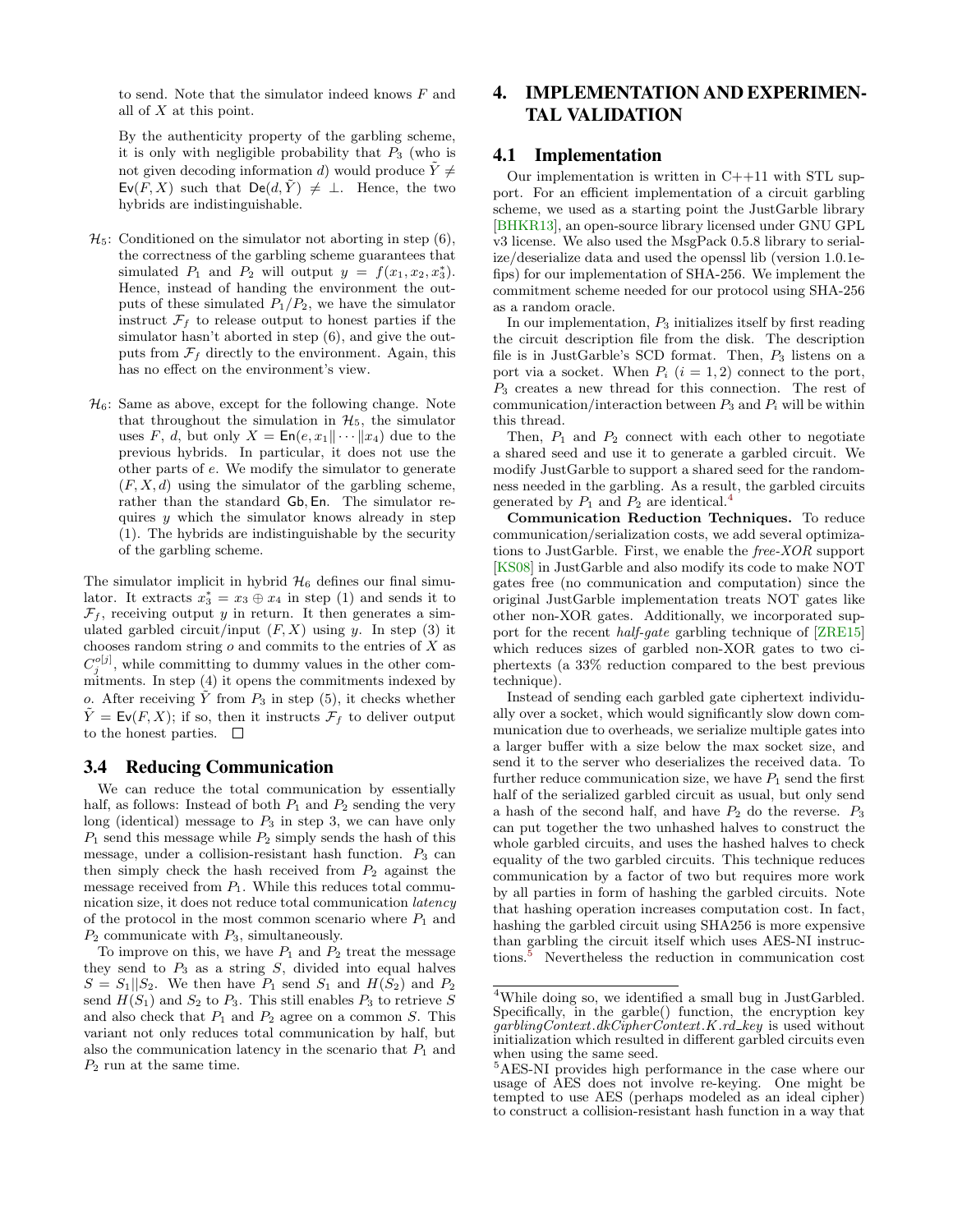to send. Note that the simulator indeed knows $F$ and all of $X$ at this point.

By the authenticity property of the garbling scheme, it is only with negligible probability that $P_3$ (who is not given decoding information $d$) would produce $\tilde{Y} \neq \mathsf{Ev}(F, X)$ such that $\mathsf{De}(d, \tilde{Y}) \neq \bot$. Hence, the two hybrids are indistinguishable.

$\mathcal{H}_5$: Conditioned on the simulator not aborting in step (6), the correctness of the garbling scheme guarantees that simulated $P_1$ and $P_2$ will output $y = f(x_1, x_2, x_3^*)$. Hence, instead of handing the environment the outputs of these simulated $P_1/P_2$, we have the simulator instruct $\mathcal{F}_f$ to release output to honest parties if the simulator hasn't aborted in step (6), and give the outputs from $\mathcal{F}_f$ directly to the environment. Again, this has no effect on the environment's view.

$\mathcal{H}_6$: Same as above, except for the following change. Note that throughout the simulation in $\mathcal{H}_5$, the simulator uses $F$, $d$, but only $X = \mathsf{En}(e, x_1 \| \cdots \| x_4)$ due to the previous hybrids. In particular, it does not use the other parts of $e$. We modify the simulator to generate $(F, X, d)$ using the simulator of the garbling scheme, rather than the standard $\mathsf{Gb}, \mathsf{En}$. The simulator requires $y$ which the simulator knows already in step (1). The hybrids are indistinguishable by the security of the garbling scheme.

The simulator implicit in hybrid $\mathcal{H}_6$ defines our final simulator. It extracts $x_3^* = x_3 \oplus x_4$ in step (1) and sends it to $\mathcal{F}_f$, receiving output $y$ in return. It then generates a simulated garbled circuit/input $(F, X)$ using $y$. In step (3) it chooses random string $o$ and commits to the entries of $X$ as $C_j^{o[j]}$, while committing to dummy values in the other commitments. In step (4) it opens the commitments indexed by $o$. After receiving $\tilde{Y}$ from $P_3$ in step (5), it checks whether $\tilde{Y} = \mathsf{Ev}(F, X)$; if so, then it instructs $\mathcal{F}_f$ to deliver output to the honest parties. □

### 3.4 Reducing Communication

We can reduce the total communication by essentially half, as follows: Instead of both $P_1$ and $P_2$ sending the very long (identical) message to $P_3$ in step 3, we can have only $P_1$ send this message while $P_2$ simply sends the hash of this message, under a collision-resistant hash function. $P_3$ can then simply check the hash received from $P_2$ against the message received from $P_1$. While this reduces total communication size, it does not reduce total communication *latency* of the protocol in the most common scenario where $P_1$ and $P_2$ communicate with $P_3$, simultaneously.

To improve on this, we have $P_1$ and $P_2$ treat the message they send to $P_3$ as a string $S$, divided into equal halves $S = S_1 \| S_2$. We then have $P_1$ send $S_1$ and $H(S_2)$ and $P_2$ send $H(S_1)$ and $S_2$ to $P_3$. This still enables $P_3$ to retrieve $S$ and also check that $P_1$ and $P_2$ agree on a common $S$. This variant not only reduces total communication by half, but also the communication latency in the scenario that $P_1$ and $P_2$ run at the same time.

## 4. IMPLEMENTATION AND EXPERIMENTAL VALIDATION

### 4.1 Implementation

Our implementation is written in C++11 with STL support. For an efficient implementation of a circuit garbling scheme, we used as a starting point the JustGarble library [BHKR13], an open-source library licensed under GNU GPL v3 license. We also used the MsgPack 0.5.8 library to serialize/deserialize data and used the openssl lib (version 1.0.1e-fips) for our implementation of SHA-256. We implement the commitment scheme needed for our protocol using SHA-256 as a random oracle.

In our implementation, $P_3$ initializes itself by first reading the circuit description file from the disk. The description file is in JustGarble's SCD format. Then, $P_3$ listens on a port via a socket. When $P_i$ ($i = 1, 2$) connect to the port, $P_3$ creates a new thread for this connection. The rest of communication/interaction between $P_3$ and $P_i$ will be within this thread.

Then, $P_1$ and $P_2$ connect with each other to negotiate a shared seed and use it to generate a garbled circuit. We modify JustGarble to support a shared seed for the randomness needed in the garbling. As a result, the garbled circuits generated by $P_1$ and $P_2$ are identical.[4]

**Communication Reduction Techniques.** To reduce communication/serialization costs, we add several optimizations to JustGarble. First, we enable the *free-XOR* support [KS08] in JustGarble and also modify its code to make NOT gates free (no communication and computation) since the original JustGarble implementation treats NOT gates like other non-XOR gates. Additionally, we incorporated support for the recent *half-gate* garbling technique of [ZRE15] which reduces sizes of garbled non-XOR gates to two ciphertexts (a 33% reduction compared to the best previous technique).

Instead of sending each garbled gate ciphertext individually over a socket, which would significantly slow down communication due to overheads, we serialize multiple gates into a larger buffer with a size below the max socket size, and send it to the server who deserializes the received data. To further reduce communication size, we have $P_1$ send the first half of the serialized garbled circuit as usual, but only send a hash of the second half, and have $P_2$ do the reverse. $P_3$ can put together the two unhashed halves to construct the whole garbled circuits, and uses the hashed halves to check equality of the two garbled circuits. This technique reduces communication by a factor of two but requires more work by all parties in form of hashing the garbled circuits. Note that hashing operation increases computation cost. In fact, hashing the garbled circuit using SHA256 is more expensive than garbling the circuit itself which uses AES-NI instructions.[5] Nevertheless the reduction in communication cost

---

[4] While doing so, we identified a small bug in JustGarbled. Specifically, in the garble() function, the encryption key *garblingContext.dkCipherContext.K.rd_key* is used without initialization which resulted in different garbled circuits even when using the same seed.

[5] AES-NI provides high performance in the case where our usage of AES does not involve re-keying. One might be tempted to use AES (perhaps modeled as an ideal cipher) to construct a collision-resistant hash function in a way that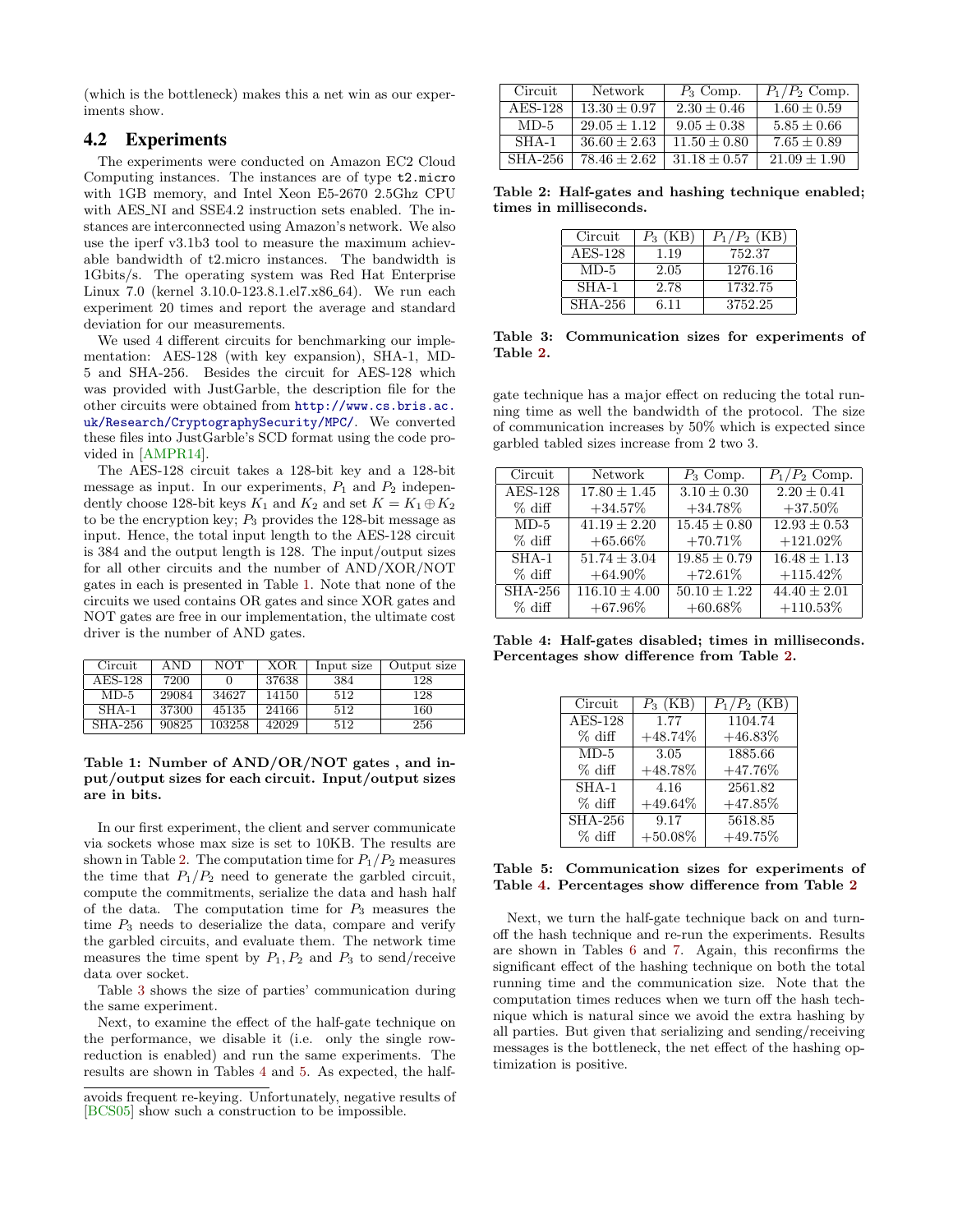(which is the bottleneck) makes this a net win as our experiments show.

## 4.2 Experiments

The experiments were conducted on Amazon EC2 Cloud Computing instances. The instances are of type `t2.micro` with 1GB memory, and Intel Xeon E5-2670 2.5Ghz CPU with AES_NI and SSE4.2 instruction sets enabled. The instances are interconnected using Amazon's network. We also use the iperf v3.1b3 tool to measure the maximum achievable bandwidth of t2.micro instances. The bandwidth is 1Gbits/s. The operating system was Red Hat Enterprise Linux 7.0 (kernel 3.10.0-123.8.1.el7.x86_64). We run each experiment 20 times and report the average and standard deviation for our measurements.

We used 4 different circuits for benchmarking our implementation: AES-128 (with key expansion), SHA-1, MD-5 and SHA-256. Besides the circuit for AES-128 which was provided with JustGarble, the description file for the other circuits were obtained from http://www.cs.bris.ac.uk/Research/CryptographySecurity/MPC/. We converted these files into JustGarble's SCD format using the code provided in [AMPR14].

The AES-128 circuit takes a 128-bit key and a 128-bit message as input. In our experiments, $P_1$ and $P_2$ independently choose 128-bit keys $K_1$ and $K_2$ and set $K = K_1 \oplus K_2$ to be the encryption key; $P_3$ provides the 128-bit message as input. Hence, the total input length to the AES-128 circuit is 384 and the output length is 128. The input/output sizes for all other circuits and the number of AND/XOR/NOT gates in each is presented in Table 1. Note that none of the circuits we used contains OR gates and since XOR gates and NOT gates are free in our implementation, the ultimate cost driver is the number of AND gates.

| Circuit | AND | NOT | XOR | Input size | Output size |
|---|---|---|---|---|---|
| AES-128 | 7200 | 0 | 37638 | 384 | 128 |
| MD-5 | 29084 | 34627 | 14150 | 512 | 128 |
| SHA-1 | 37300 | 45135 | 24166 | 512 | 160 |
| SHA-256 | 90825 | 103258 | 42029 | 512 | 256 |

**Table 1: Number of AND/OR/NOT gates , and input/output sizes for each circuit. Input/output sizes are in bits.**

In our first experiment, the client and server communicate via sockets whose max size is set to 10KB. The results are shown in Table 2. The computation time for $P_1/P_2$ measures the time that $P_1/P_2$ need to generate the garbled circuit, compute the commitments, serialize the data and hash half of the data. The computation time for $P_3$ measures the time $P_3$ needs to deserialize the data, compare and verify the garbled circuits, and evaluate them. The network time measures the time spent by $P_1, P_2$ and $P_3$ to send/receive data over socket.

Table 3 shows the size of parties' communication during the same experiment.

Next, to examine the effect of the half-gate technique on the performance, we disable it (i.e. only the single row-reduction is enabled) and run the same experiments. The results are shown in Tables 4 and 5. As expected, the half-gate technique has a major effect on reducing the total running time as well the bandwidth of the protocol. The size of communication increases by 50% which is expected since garbled tabled sizes increase from 2 two 3.

| Circuit | Network | $P_3$ Comp. | $P_1/P_2$ Comp. |
|---|---|---|---|
| AES-128 | $13.30 \pm 0.97$ | $2.30 \pm 0.46$ | $1.60 \pm 0.59$ |
| MD-5 | $29.05 \pm 1.12$ | $9.05 \pm 0.38$ | $5.85 \pm 0.66$ |
| SHA-1 | $36.60 \pm 2.63$ | $11.50 \pm 0.80$ | $7.65 \pm 0.89$ |
| SHA-256 | $78.46 \pm 2.62$ | $31.18 \pm 0.57$ | $21.09 \pm 1.90$ |

**Table 2: Half-gates and hashing technique enabled; times in milliseconds.**

| Circuit | $P_3$ (KB) | $P_1/P_2$ (KB) |
|---|---|---|
| AES-128 | 1.19 | 752.37 |
| MD-5 | 2.05 | 1276.16 |
| SHA-1 | 2.78 | 1732.75 |
| SHA-256 | 6.11 | 3752.25 |

**Table 3: Communication sizes for experiments of Table 2.**

| Circuit | Network | $P_3$ Comp. | $P_1/P_2$ Comp. |
|---|---|---|---|
| AES-128 | $17.80 \pm 1.45$ | $3.10 \pm 0.30$ | $2.20 \pm 0.41$ |
| % diff | +34.57% | +34.78% | +37.50% |
| MD-5 | $41.19 \pm 2.20$ | $15.45 \pm 0.80$ | $12.93 \pm 0.53$ |
| % diff | +65.66% | +70.71% | +121.02% |
| SHA-1 | $51.74 \pm 3.04$ | $19.85 \pm 0.79$ | $16.48 \pm 1.13$ |
| % diff | +64.90% | +72.61% | +115.42% |
| SHA-256 | $116.10 \pm 4.00$ | $50.10 \pm 1.22$ | $44.40 \pm 2.01$ |
| % diff | +67.96% | +60.68% | +110.53% |

**Table 4: Half-gates disabled; times in milliseconds. Percentages show difference from Table 2.**

| Circuit | $P_3$ (KB) | $P_1/P_2$ (KB) |
|---|---|---|
| AES-128 | 1.77 | 1104.74 |
| % diff | +48.74% | +46.83% |
| MD-5 | 3.05 | 1885.66 |
| % diff | +48.78% | +47.76% |
| SHA-1 | 4.16 | 2561.82 |
| % diff | +49.64% | +47.85% |
| SHA-256 | 9.17 | 5618.85 |
| % diff | +50.08% | +49.75% |

**Table 5: Communication sizes for experiments of Table 4. Percentages show difference from Table 2**

Next, we turn the half-gate technique back on and turn-off the hash technique and re-run the experiments. Results are shown in Tables 6 and 7. Again, this reconfirms the significant effect of the hashing technique on both the total running time and the communication size. Note that the computation times reduces when we turn off the hash technique which is natural since we avoid the extra hashing by all parties. But given that serializing and sending/receiving messages is the bottleneck, the net effect of the hashing optimization is positive.

avoids frequent re-keying. Unfortunately, negative results of [BCS05] show such a construction to be impossible.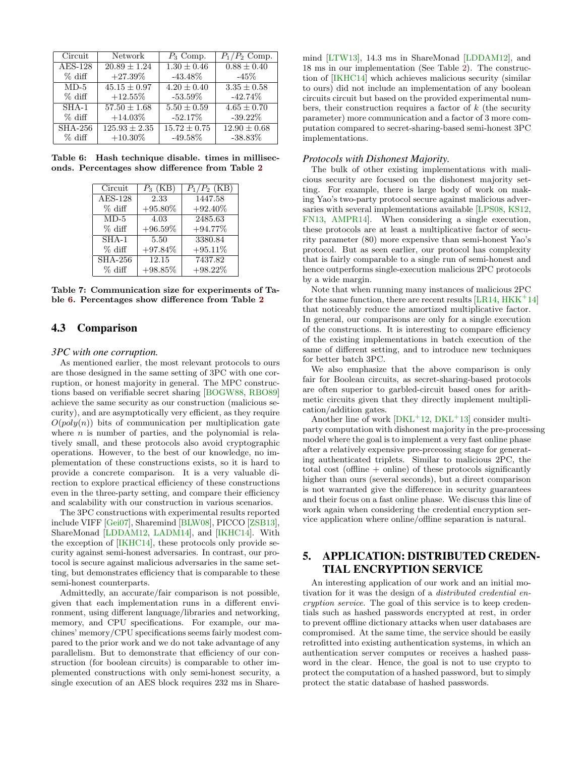| Circuit | Network | $P_3$ Comp. | $P_1/P_2$ Comp. |
|---|---|---|---|
| AES-128 | $20.89 \pm 1.24$ | $1.30 \pm 0.46$ | $0.88 \pm 0.40$ |
| % diff | +27.39% | -43.48% | -45% |
| MD-5 | $45.15 \pm 0.97$ | $4.20 \pm 0.40$ | $3.35 \pm 0.58$ |
| % diff | +12.55% | -53.59% | -42.74% |
| SHA-1 | $57.50 \pm 1.68$ | $5.50 \pm 0.59$ | $4.65 \pm 0.70$ |
| % diff | +14.03% | -52.17% | -39.22% |
| SHA-256 | $125.93 \pm 2.35$ | $15.72 \pm 0.75$ | $12.90 \pm 0.68$ |
| % diff | +10.30% | -49.58% | -38.83% |

**Table 6: Hash technique disable. times in milliseconds. Percentages show difference from Table 2**

| Circuit | $P_3$ (KB) | $P_1/P_2$ (KB) |
|---|---|---|
| AES-128 | 2.33 | 1447.58 |
| % diff | +95.80% | +92.40% |
| MD-5 | 4.03 | 2485.63 |
| % diff | +96.59% | +94.77% |
| SHA-1 | 5.50 | 3380.84 |
| % diff | +97.84% | +95.11% |
| SHA-256 | 12.15 | 7437.82 |
| % diff | +98.85% | +98.22% |

**Table 7: Communication size for experiments of Table 6. Percentages show difference from Table 2**

## 4.3 Comparison

***3PC with one corruption.***

As mentioned earlier, the most relevant protocols to ours are those designed in the same setting of 3PC with one corruption, or honest majority in general. The MPC constructions based on verifiable secret sharing [BOGW88, RBO89] achieve the same security as our construction (malicious security), and are asymptotically very efficient, as they require $O(poly(n))$ bits of communication per multiplication gate where $n$ is number of parties, and the polynomial is relatively small, and these protocols also avoid cryptographic operations. However, to the best of our knowledge, no implementation of these constructions exists, so it is hard to provide a concrete comparison. It is a very valuable direction to explore practical efficiency of these constructions even in the three-party setting, and compare their efficiency and scalability with our construction in various scenarios.

The 3PC constructions with experimental results reported include VIFF [Gei07], Sharemind [BLW08], PICCO [ZSB13], ShareMonad [LDDAM12, LADM14], and [IKHC14]. With the exception of [IKHC14], these protocols only provide security against semi-honest adversaries. In contrast, our protocol is secure against malicious adversaries in the same setting, but demonstrates efficiency that is comparable to these semi-honest counterparts.

Admittedly, an accurate/fair comparison is not possible, given that each implementation runs in a different environment, using different language/libraries and networking, memory, and CPU specifications. For example, our machines' memory/CPU specifications seems fairly modest compared to the prior work and we do not take advantage of any parallelism. But to demonstrate that efficiency of our construction (for boolean circuits) is comparable to other implemented constructions with only semi-honest security, a single execution of an AES block requires 232 ms in Sharemind [LTW13], 14.3 ms in ShareMonad [LDDAM12], and 18 ms in our implementation (See Table 2). The construction of [IKHC14] which achieves malicious security (similar to ours) did not include an implementation of any boolean circuits circuit but based on the provided experimental numbers, their construction requires a factor of $k$ (the security parameter) more communication and a factor of 3 more computation compared to secret-sharing-based semi-honest 3PC implementations.

***Protocols with Dishonest Majority.***

The bulk of other existing implementations with malicious security are focused on the dishonest majority setting. For example, there is large body of work on making Yao's two-party protocol secure against malicious adversaries with several implementations available [LPS08, KS12, FN13, AMPR14]. When considering a single execution, these protocols are at least a multiplicative factor of security parameter (80) more expensive than semi-honest Yao's protocol. But as seen earlier, our protocol has complexity that is fairly comparable to a single run of semi-honest and hence outperforms single-execution malicious 2PC protocols by a wide margin.

Note that when running many instances of malicious 2PC for the same function, there are recent results [LR14, HKK+14] that noticeably reduce the amortized multiplicative factor. In general, our comparisons are only for a single execution of the constructions. It is interesting to compare efficiency of the existing implementations in batch execution of the same of different setting, and to introduce new techniques for better batch 3PC.

We also emphasize that the above comparison is only fair for Boolean circuits, as secret-sharing-based protocols are often superior to garbled-circuit based ones for arithmetic circuits given that they directly implement multiplication/addition gates.

Another line of work [DKL+12, DKL+13] consider multiparty computation with dishonest majority in the pre-processing model where the goal is to implement a very fast online phase after a relatively expensive pre-prceossing stage for generating authenticated triplets. Similar to malicious 2PC, the total cost (offline + online) of these protocols significantly higher than ours (several seconds), but a direct comparison is not warranted give the difference in security guarantees and their focus on a fast online phase. We discuss this line of work again when considering the credential encryption service application where online/offline separation is natural.

# 5. APPLICATION: DISTRIBUTED CREDENTIAL ENCRYPTION SERVICE

An interesting application of our work and an initial motivation for it was the design of a *distributed credential encryption service*. The goal of this service is to keep credentials such as hashed passwords encrypted at rest, in order to prevent offline dictionary attacks when user databases are compromised. At the same time, the service should be easily retrofitted into existing authentication systems, in which an authentication server computes or receives a hashed password in the clear. Hence, the goal is not to use crypto to protect the computation of a hashed password, but to simply protect the static database of hashed passwords.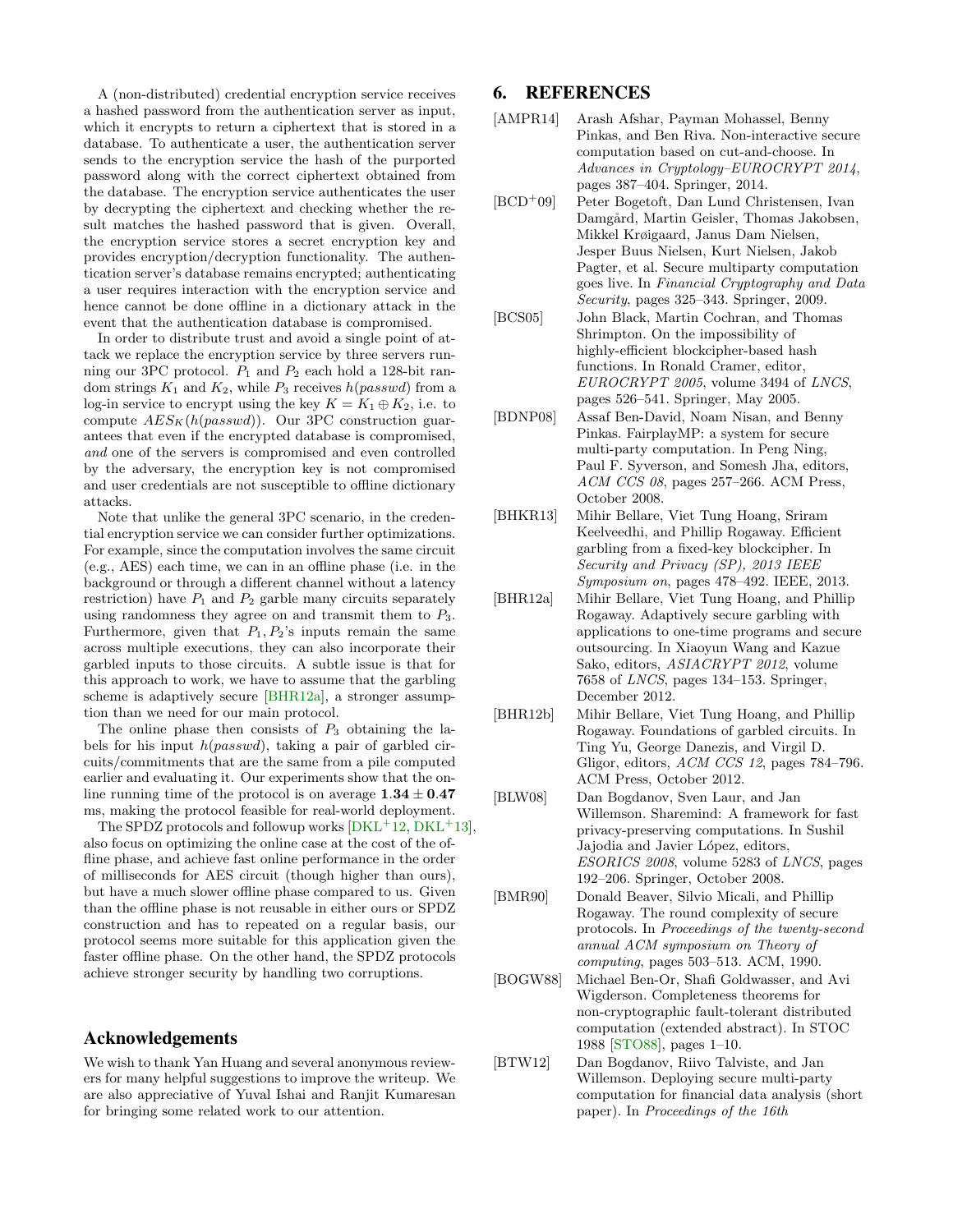A (non-distributed) credential encryption service receives a hashed password from the authentication server as input, which it encrypts to return a ciphertext that is stored in a database. To authenticate a user, the authentication server sends to the encryption service the hash of the purported password along with the correct ciphertext obtained from the database. The encryption service authenticates the user by decrypting the ciphertext and checking whether the result matches the hashed password that is given. Overall, the encryption service stores a secret encryption key and provides encryption/decryption functionality. The authentication server's database remains encrypted; authenticating a user requires interaction with the encryption service and hence cannot be done offline in a dictionary attack in the event that the authentication database is compromised.

In order to distribute trust and avoid a single point of attack we replace the encryption service by three servers running our 3PC protocol. $P_1$ and $P_2$ each hold a 128-bit random strings $K_1$ and $K_2$, while $P_3$ receives $h(passwd)$ from a log-in service to encrypt using the key $K = K_1 \oplus K_2$, i.e. to compute $AES_K(h(passwd))$. Our 3PC construction guarantees that even if the encrypted database is compromised, *and* one of the servers is compromised and even controlled by the adversary, the encryption key is not compromised and user credentials are not susceptible to offline dictionary attacks.

Note that unlike the general 3PC scenario, in the credential encryption service we can consider further optimizations. For example, since the computation involves the same circuit (e.g., AES) each time, we can in an offline phase (i.e. in the background or through a different channel without a latency restriction) have $P_1$ and $P_2$ garble many circuits separately using randomness they agree on and transmit them to $P_3$. Furthermore, given that $P_1, P_2$'s inputs remain the same across multiple executions, they can also incorporate their garbled inputs to those circuits. A subtle issue is that for this approach to work, we have to assume that the garbling scheme is adaptively secure [BHR12a], a stronger assumption than we need for our main protocol.

The online phase then consists of $P_3$ obtaining the labels for his input $h(passwd)$, taking a pair of garbled circuits/commitments that are the same from a pile computed earlier and evaluating it. Our experiments show that the online running time of the protocol is on average $\mathbf{1.34 \pm 0.47}$ ms, making the protocol feasible for real-world deployment.

The SPDZ protocols and followup works [DKL+12, DKL+13], also focus on optimizing the online case at the cost of the offline phase, and achieve fast online performance in the order of milliseconds for AES circuit (though higher than ours), but have a much slower offline phase compared to us. Given than the offline phase is not reusable in either ours or SPDZ construction and has to repeated on a regular basis, our protocol seems more suitable for this application given the faster offline phase. On the other hand, the SPDZ protocols achieve stronger security by handling two corruptions.

## Acknowledgements

We wish to thank Yan Huang and several anonymous reviewers for many helpful suggestions to improve the writeup. We are also appreciative of Yuval Ishai and Ranjit Kumaresan for bringing some related work to our attention.

# 6. REFERENCES

[AMPR14] Arash Afshar, Payman Mohassel, Benny Pinkas, and Ben Riva. Non-interactive secure computation based on cut-and-choose. In *Advances in Cryptology–EUROCRYPT 2014*, pages 387–404. Springer, 2014.

[BCD+09] Peter Bogetoft, Dan Lund Christensen, Ivan Damgård, Martin Geisler, Thomas Jakobsen, Mikkel Krøigaard, Janus Dam Nielsen, Jesper Buus Nielsen, Kurt Nielsen, Jakob Pagter, et al. Secure multiparty computation goes live. In *Financial Cryptography and Data Security*, pages 325–343. Springer, 2009.

[BCS05] John Black, Martin Cochran, and Thomas Shrimpton. On the impossibility of highly-efficient blockcipher-based hash functions. In Ronald Cramer, editor, *EUROCRYPT 2005*, volume 3494 of *LNCS*, pages 526–541. Springer, May 2005.

[BDNP08] Assaf Ben-David, Noam Nisan, and Benny Pinkas. FairplayMP: a system for secure multi-party computation. In Peng Ning, Paul F. Syverson, and Somesh Jha, editors, *ACM CCS 08*, pages 257–266. ACM Press, October 2008.

[BHKR13] Mihir Bellare, Viet Tung Hoang, Sriram Keelveedhi, and Phillip Rogaway. Efficient garbling from a fixed-key blockcipher. In *Security and Privacy (SP), 2013 IEEE Symposium on*, pages 478–492. IEEE, 2013.

[BHR12a] Mihir Bellare, Viet Tung Hoang, and Phillip Rogaway. Adaptively secure garbling with applications to one-time programs and secure outsourcing. In Xiaoyun Wang and Kazue Sako, editors, *ASIACRYPT 2012*, volume 7658 of *LNCS*, pages 134–153. Springer, December 2012.

[BHR12b] Mihir Bellare, Viet Tung Hoang, and Phillip Rogaway. Foundations of garbled circuits. In Ting Yu, George Danezis, and Virgil D. Gligor, editors, *ACM CCS 12*, pages 784–796. ACM Press, October 2012.

[BLW08] Dan Bogdanov, Sven Laur, and Jan Willemson. Sharemind: A framework for fast privacy-preserving computations. In Sushil Jajodia and Javier López, editors, *ESORICS 2008*, volume 5283 of *LNCS*, pages 192–206. Springer, October 2008.

[BMR90] Donald Beaver, Silvio Micali, and Phillip Rogaway. The round complexity of secure protocols. In *Proceedings of the twenty-second annual ACM symposium on Theory of computing*, pages 503–513. ACM, 1990.

[BOGW88] Michael Ben-Or, Shafi Goldwasser, and Avi Wigderson. Completeness theorems for non-cryptographic fault-tolerant distributed computation (extended abstract). In STOC 1988 [STO88], pages 1–10.

[BTW12] Dan Bogdanov, Riivo Talviste, and Jan Willemson. Deploying secure multi-party computation for financial data analysis (short paper). In *Proceedings of the 16th*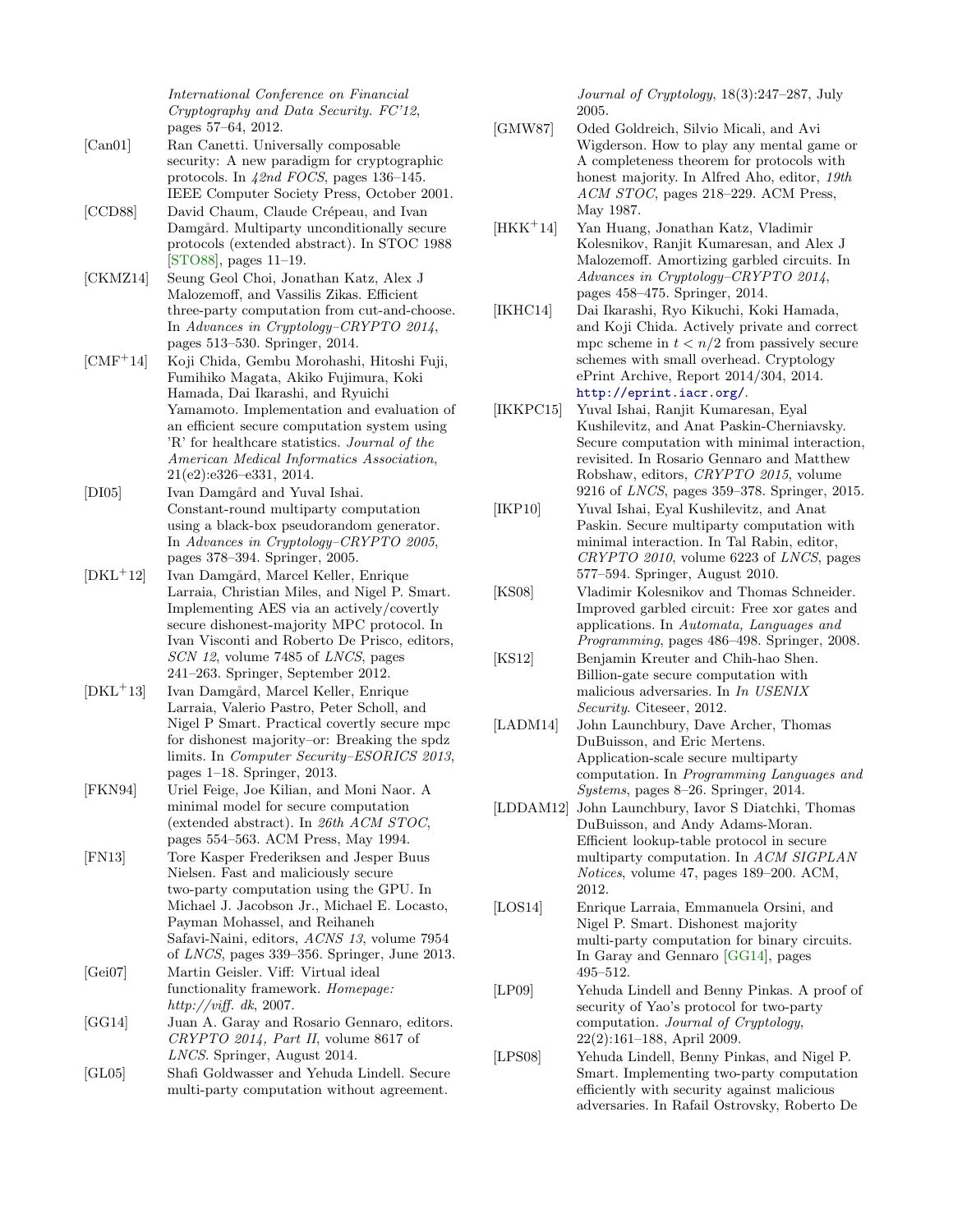*International Conference on Financial Cryptography and Data Security. FC'12*, pages 57–64, 2012.

[Can01] Ran Canetti. Universally composable security: A new paradigm for cryptographic protocols. In *42nd FOCS*, pages 136–145. IEEE Computer Society Press, October 2001.

[CCD88] David Chaum, Claude Crépeau, and Ivan Damgård. Multiparty unconditionally secure protocols (extended abstract). In STOC 1988 [STO88], pages 11–19.

[CKMZ14] Seung Geol Choi, Jonathan Katz, Alex J Malozemoff, and Vassilis Zikas. Efficient three-party computation from cut-and-choose. In *Advances in Cryptology–CRYPTO 2014*, pages 513–530. Springer, 2014.

[CMF+14] Koji Chida, Gembu Morohashi, Hitoshi Fuji, Fumihiko Magata, Akiko Fujimura, Koki Hamada, Dai Ikarashi, and Ryuichi Yamamoto. Implementation and evaluation of an efficient secure computation system using 'R' for healthcare statistics. *Journal of the American Medical Informatics Association*, 21(e2):e326–e331, 2014.

[DI05] Ivan Damgård and Yuval Ishai. Constant-round multiparty computation using a black-box pseudorandom generator. In *Advances in Cryptology–CRYPTO 2005*, pages 378–394. Springer, 2005.

[DKL+12] Ivan Damgård, Marcel Keller, Enrique Larraia, Christian Miles, and Nigel P. Smart. Implementing AES via an actively/covertly secure dishonest-majority MPC protocol. In Ivan Visconti and Roberto De Prisco, editors, *SCN 12*, volume 7485 of *LNCS*, pages 241–263. Springer, September 2012.

[DKL+13] Ivan Damgård, Marcel Keller, Enrique Larraia, Valerio Pastro, Peter Scholl, and Nigel P Smart. Practical covertly secure mpc for dishonest majority–or: Breaking the spdz limits. In *Computer Security–ESORICS 2013*, pages 1–18. Springer, 2013.

[FKN94] Uriel Feige, Joe Kilian, and Moni Naor. A minimal model for secure computation (extended abstract). In *26th ACM STOC*, pages 554–563. ACM Press, May 1994.

[FN13] Tore Kasper Frederiksen and Jesper Buus Nielsen. Fast and maliciously secure two-party computation using the GPU. In Michael J. Jacobson Jr., Michael E. Locasto, Payman Mohassel, and Reihaneh Safavi-Naini, editors, *ACNS 13*, volume 7954 of *LNCS*, pages 339–356. Springer, June 2013.

[Gei07] Martin Geisler. Viff: Virtual ideal functionality framework. *Homepage: http://viff. dk*, 2007.

[GG14] Juan A. Garay and Rosario Gennaro, editors. *CRYPTO 2014, Part II*, volume 8617 of *LNCS*. Springer, August 2014.

[GL05] Shafi Goldwasser and Yehuda Lindell. Secure multi-party computation without agreement. *Journal of Cryptology*, 18(3):247–287, July 2005.

[GMW87] Oded Goldreich, Silvio Micali, and Avi Wigderson. How to play any mental game or A completeness theorem for protocols with honest majority. In Alfred Aho, editor, *19th ACM STOC*, pages 218–229. ACM Press, May 1987.

[HKK+14] Yan Huang, Jonathan Katz, Vladimir Kolesnikov, Ranjit Kumaresan, and Alex J Malozemoff. Amortizing garbled circuits. In *Advances in Cryptology–CRYPTO 2014*, pages 458–475. Springer, 2014.

[IKHC14] Dai Ikarashi, Ryo Kikuchi, Koki Hamada, and Koji Chida. Actively private and correct mpc scheme in $t < n/2$ from passively secure schemes with small overhead. Cryptology ePrint Archive, Report 2014/304, 2014. http://eprint.iacr.org/.

[IKKPC15] Yuval Ishai, Ranjit Kumaresan, Eyal Kushilevitz, and Anat Paskin-Cherniavsky. Secure computation with minimal interaction, revisited. In Rosario Gennaro and Matthew Robshaw, editors, *CRYPTO 2015*, volume 9216 of *LNCS*, pages 359–378. Springer, 2015.

[IKP10] Yuval Ishai, Eyal Kushilevitz, and Anat Paskin. Secure multiparty computation with minimal interaction. In Tal Rabin, editor, *CRYPTO 2010*, volume 6223 of *LNCS*, pages 577–594. Springer, August 2010.

[KS08] Vladimir Kolesnikov and Thomas Schneider. Improved garbled circuit: Free xor gates and applications. In *Automata, Languages and Programming*, pages 486–498. Springer, 2008.

[KS12] Benjamin Kreuter and Chih-hao Shen. Billion-gate secure computation with malicious adversaries. In *In USENIX Security*. Citeseer, 2012.

[LADM14] John Launchbury, Dave Archer, Thomas DuBuisson, and Eric Mertens. Application-scale secure multiparty computation. In *Programming Languages and Systems*, pages 8–26. Springer, 2014.

[LDDAM12] John Launchbury, Iavor S Diatchki, Thomas DuBuisson, and Andy Adams-Moran. Efficient lookup-table protocol in secure multiparty computation. In *ACM SIGPLAN Notices*, volume 47, pages 189–200. ACM, 2012.

[LOS14] Enrique Larraia, Emmanuela Orsini, and Nigel P. Smart. Dishonest majority multi-party computation for binary circuits. In Garay and Gennaro [GG14], pages 495–512.

[LP09] Yehuda Lindell and Benny Pinkas. A proof of security of Yao's protocol for two-party computation. *Journal of Cryptology*, 22(2):161–188, April 2009.

[LPS08] Yehuda Lindell, Benny Pinkas, and Nigel P. Smart. Implementing two-party computation efficiently with security against malicious adversaries. In Rafail Ostrovsky, Roberto De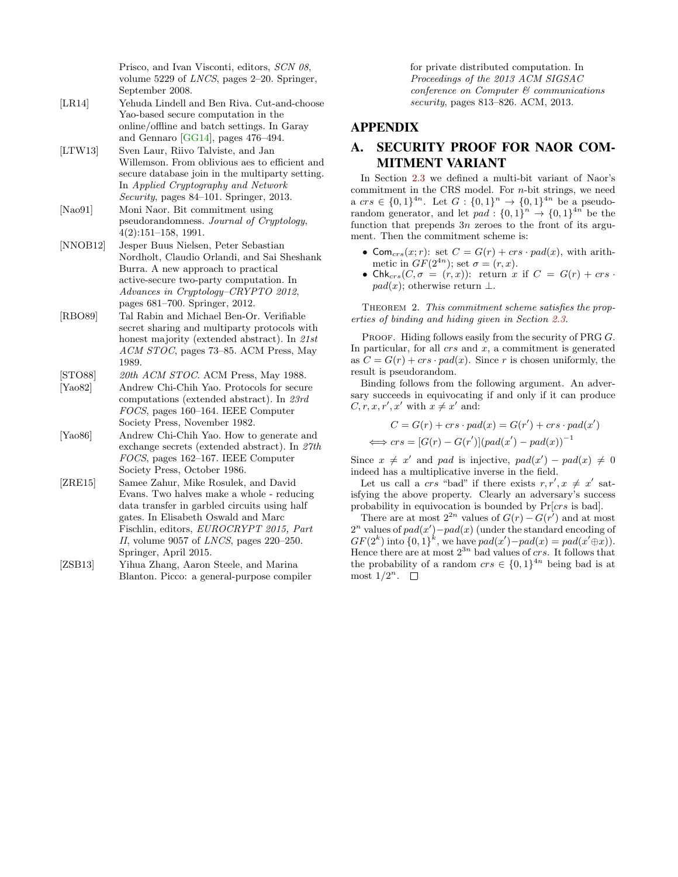Prisco, and Ivan Visconti, editors, *SCN 08*, volume 5229 of *LNCS*, pages 2–20. Springer, September 2008.

[LR14] Yehuda Lindell and Ben Riva. Cut-and-choose Yao-based secure computation in the online/offline and batch settings. In Garay and Gennaro [GG14], pages 476–494.

[LTW13] Sven Laur, Riivo Talviste, and Jan Willemson. From oblivious aes to efficient and secure database join in the multiparty setting. In *Applied Cryptography and Network Security*, pages 84–101. Springer, 2013.

[Nao91] Moni Naor. Bit commitment using pseudorandomness. *Journal of Cryptology*, 4(2):151–158, 1991.

[NNOB12] Jesper Buus Nielsen, Peter Sebastian Nordholt, Claudio Orlandi, and Sai Sheshank Burra. A new approach to practical active-secure two-party computation. In *Advances in Cryptology–CRYPTO 2012*, pages 681–700. Springer, 2012.

[RBO89] Tal Rabin and Michael Ben-Or. Verifiable secret sharing and multiparty protocols with honest majority (extended abstract). In *21st ACM STOC*, pages 73–85. ACM Press, May 1989.

[STO88] *20th ACM STOC*. ACM Press, May 1988.

[Yao82] Andrew Chi-Chih Yao. Protocols for secure computations (extended abstract). In *23rd FOCS*, pages 160–164. IEEE Computer Society Press, November 1982.

[Yao86] Andrew Chi-Chih Yao. How to generate and exchange secrets (extended abstract). In *27th FOCS*, pages 162–167. IEEE Computer Society Press, October 1986.

[ZRE15] Samee Zahur, Mike Rosulek, and David Evans. Two halves make a whole - reducing data transfer in garbled circuits using half gates. In Elisabeth Oswald and Marc Fischlin, editors, *EUROCRYPT 2015, Part II*, volume 9057 of *LNCS*, pages 220–250. Springer, April 2015.

[ZSB13] Yihua Zhang, Aaron Steele, and Marina Blanton. Picco: a general-purpose compiler for private distributed computation. In *Proceedings of the 2013 ACM SIGSAC conference on Computer & communications security*, pages 813–826. ACM, 2013.

# APPENDIX

## A. SECURITY PROOF FOR NAOR COMMITMENT VARIANT

In Section 2.3 we defined a multi-bit variant of Naor's commitment in the CRS model. For $n$-bit strings, we need a $crs \in \{0,1\}^{4n}$. Let $G : \{0,1\}^n \to \{0,1\}^{4n}$ be a pseudorandom generator, and let $pad : \{0,1\}^n \to \{0,1\}^{4n}$ be the function that prepends $3n$ zeroes to the front of its argument. Then the commitment scheme is:

- $\mathsf{Com}_{crs}(x; r)$: set $C = G(r) + crs \cdot pad(x)$, with arithmetic in $GF(2^{4n})$; set $\sigma = (r, x)$.
- $\mathsf{Chk}_{crs}(C, \sigma = (r, x))$: return $x$ if $C = G(r) + crs \cdot pad(x)$; otherwise return $\perp$.

THEOREM 2. *This commitment scheme satisfies the properties of binding and hiding given in Section 2.3.*

PROOF. Hiding follows easily from the security of PRG $G$. In particular, for all $crs$ and $x$, a commitment is generated as $C = G(r) + crs \cdot pad(x)$. Since $r$ is chosen uniformly, the result is pseudorandom.

Binding follows from the following argument. An adversary succeeds in equivocating if and only if it can produce $C, r, x, r', x'$ with $x \neq x'$ and:

$$C = G(r) + crs \cdot pad(x) = G(r') + crs \cdot pad(x')$$
$$\iff crs = [G(r) - G(r')](pad(x') - pad(x))^{-1}$$

Since $x \neq x'$ and $pad$ is injective, $pad(x') - pad(x) \neq 0$ indeed has a multiplicative inverse in the field.

Let us call a $crs$ "bad" if there exists $r, r', x \neq x'$ satisfying the above property. Clearly an adversary's success probability in equivocation is bounded by $\Pr[crs \text{ is bad}]$.

There are at most $2^{2n}$ values of $G(r) - G(r')$ and at most $2^n$ values of $pad(x') - pad(x)$ (under the standard encoding of $GF(2^k)$ into $\{0,1\}^k$, we have $pad(x') - pad(x) = pad(x' \oplus x)$). Hence there are at most $2^{3n}$ bad values of $crs$. It follows that the probability of a random $crs \in \{0,1\}^{4n}$ being bad is at most $1/2^n$. $\square$